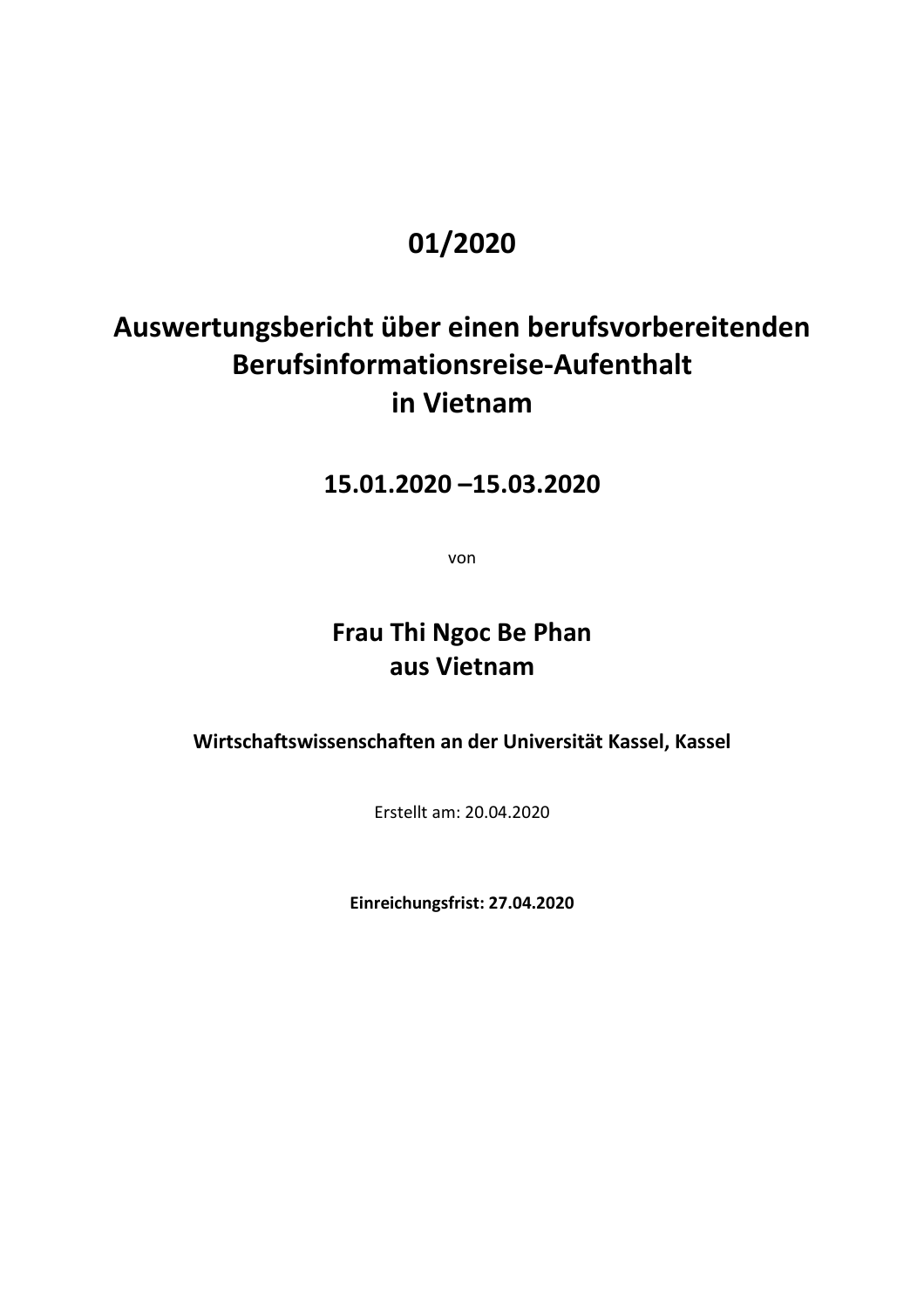# 01/2020

# Auswertungsbericht über einen berufsvorbereitenden Berufsinformationsreise-Aufenthalt in Vietnam

## 15.01.2020 –15.03.2020

von

## Frau Thi Ngoc Be Phan aus Vietnam

**Wirtschaftswissenschaften an der Universität Kassel, Kassel**

Erstellt am: 20.04.2020

**Einreichungsfrist: 27.04.2020**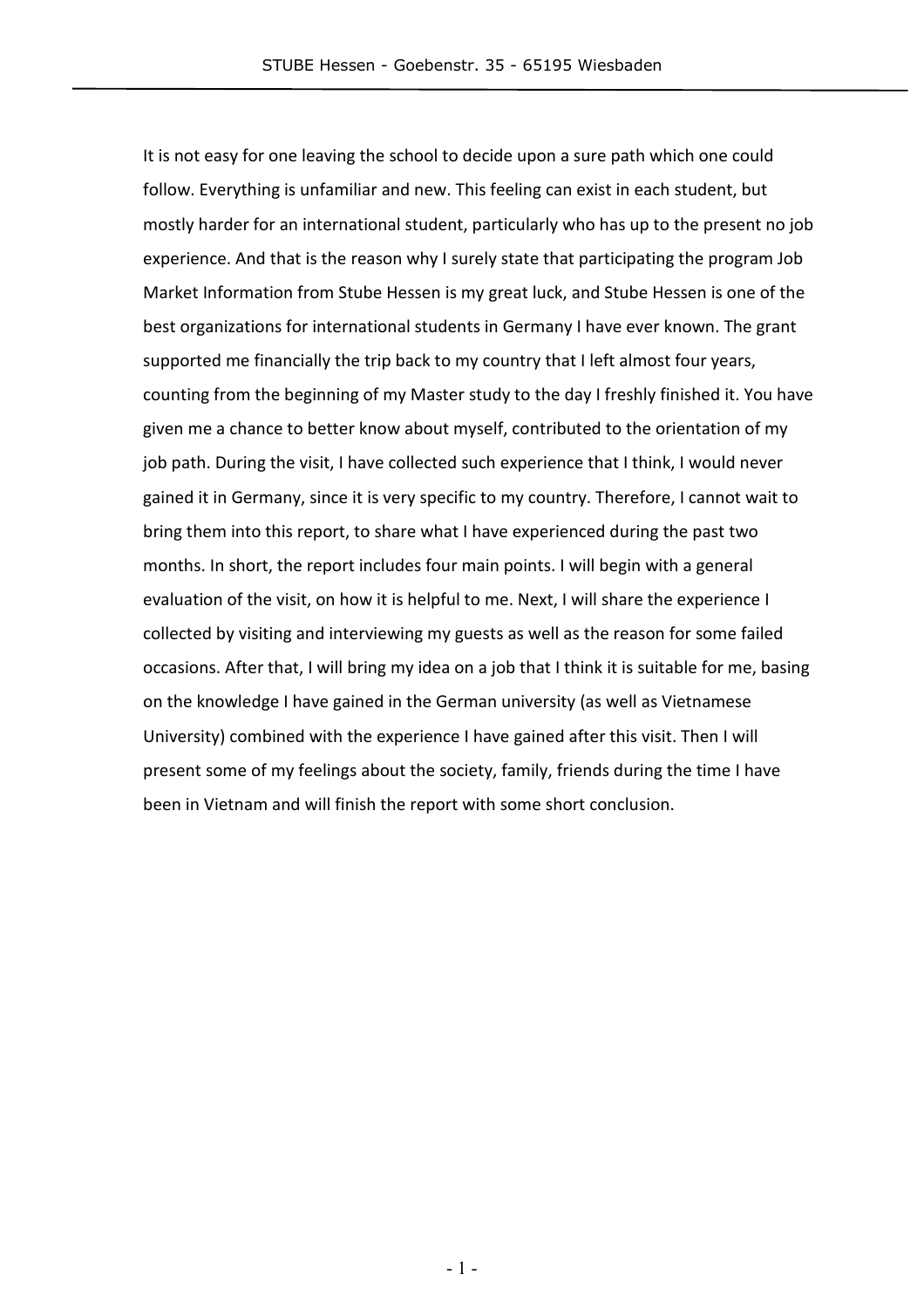It is not easy for one leaving the school to decide upon a sure path which one could follow. Everything is unfamiliar and new. This feeling can exist in each student, but mostly harder for an international student, particularly who has up to the present no job experience. And that is the reason why I surely state that participating the program Job Market Information from Stube Hessen is my great luck, and Stube Hessen is one of the best organizations for international students in Germany I have ever known. The grant supported me financially the trip back to my country that I left almost four years, counting from the beginning of my Master study to the day I freshly finished it. You have given me a chance to better know about myself, contributed to the orientation of my job path. During the visit, I have collected such experience that I think, I would never gained it in Germany, since it is very specific to my country. Therefore, I cannot wait to bring them into this report, to share what I have experienced during the past two months. In short, the report includes four main points. I will begin with a general evaluation of the visit, on how it is helpful to me. Next, I will share the experience I collected by visiting and interviewing my guests as well as the reason for some failed occasions. After that, I will bring my idea on a job that I think it is suitable for me, basing on the knowledge I have gained in the German university (as well as Vietnamese University) combined with the experience I have gained after this visit. Then I will present some of my feelings about the society, family, friends during the time I have been in Vietnam and will finish the report with some short conclusion.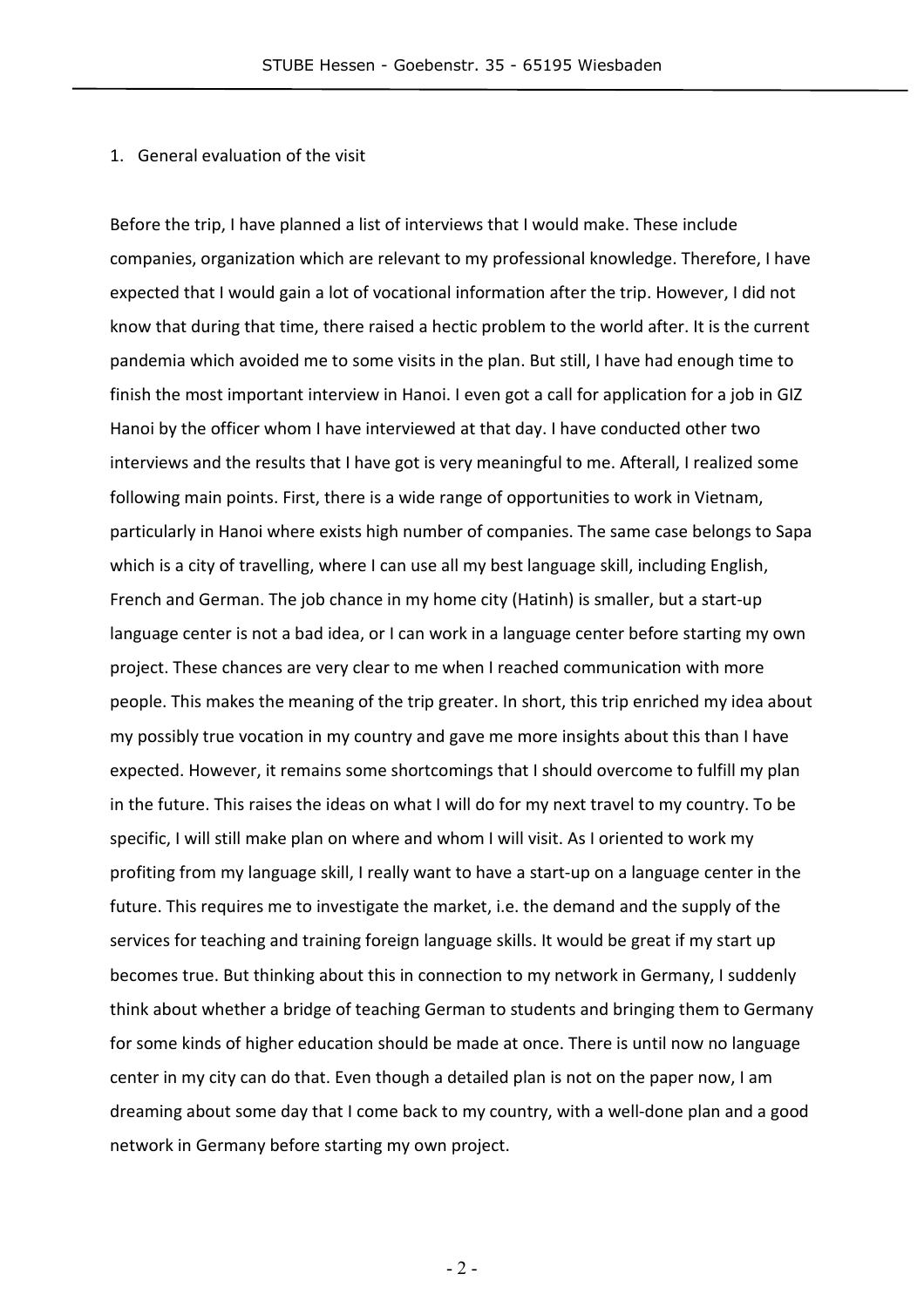1. General evaluation of the visit

Before the trip, I have planned a list of interviews that I would make. These include companies, organization which are relevant to my professional knowledge. Therefore, I have expected that I would gain a lot of vocational information after the trip. However, I did not know that during that time, there raised a hectic problem to the world after. It is the current pandemia which avoided me to some visits in the plan. But still, I have had enough time to finish the most important interview in Hanoi. I even got a call for application for a job in GIZ Hanoi by the officer whom I have interviewed at that day. I have conducted other two interviews and the results that I have got is very meaningful to me. Afterall, I realized some following main points. First, there is a wide range of opportunities to work in Vietnam, particularly in Hanoi where exists high number of companies. The same case belongs to Sapa which is a city of travelling, where I can use all my best language skill, including English, French and German. The job chance in my home city (Hatinh) is smaller, but a start-up language center is not a bad idea, or I can work in a language center before starting my own project. These chances are very clear to me when I reached communication with more people. This makes the meaning of the trip greater. In short, this trip enriched my idea about my possibly true vocation in my country and gave me more insights about this than I have expected. However, it remains some shortcomings that I should overcome to fulfill my plan in the future. This raises the ideas on what I will do for my next travel to my country. To be specific, I will still make plan on where and whom I will visit. As I oriented to work my profiting from my language skill, I really want to have a start-up on a language center in the future. This requires me to investigate the market, i.e. the demand and the supply of the services for teaching and training foreign language skills. It would be great if my start up becomes true. But thinking about this in connection to my network in Germany, I suddenly think about whether a bridge of teaching German to students and bringing them to Germany for some kinds of higher education should be made at once. There is until now no language center in my city can do that. Even though a detailed plan is not on the paper now, I am dreaming about some day that I come back to my country, with a well-done plan and a good network in Germany before starting my own project.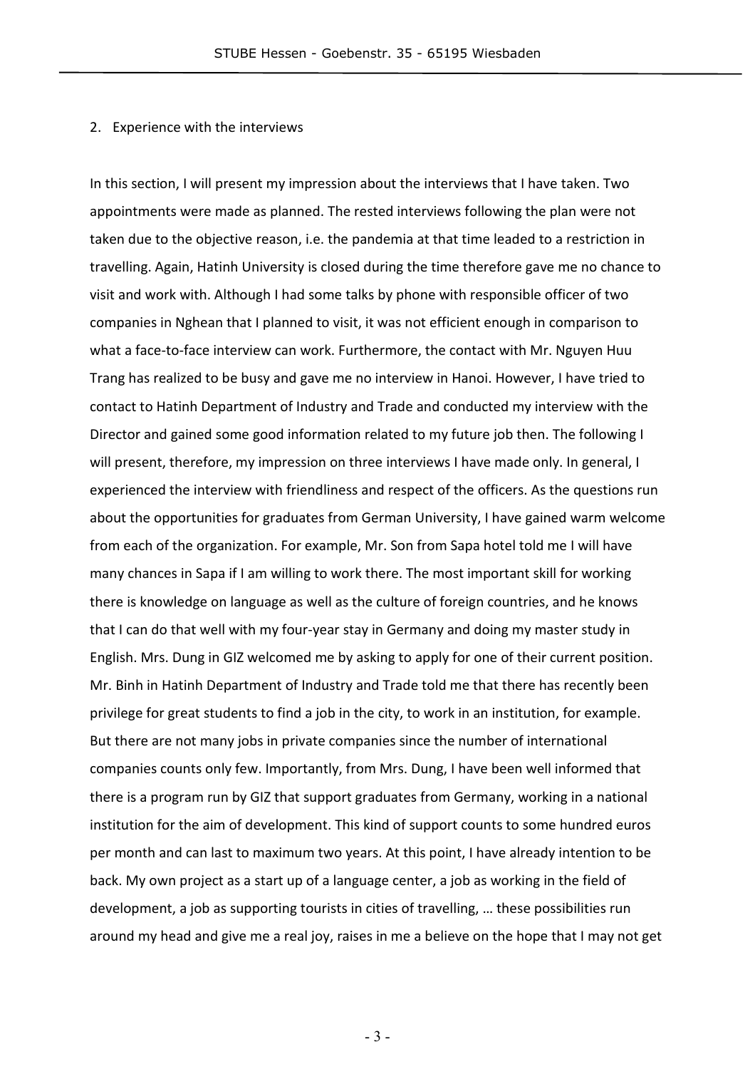2. Experience with the interviews

In this section, I will present my impression about the interviews that I have taken. Two appointments were made as planned. The rested interviews following the plan were not taken due to the objective reason, i.e. the pandemia at that time leaded to a restriction in travelling. Again, Hatinh University is closed during the time therefore gave me no chance to visit and work with. Although I had some talks by phone with responsible officer of two companies in Nghean that I planned to visit, it was not efficient enough in comparison to what a face-to-face interview can work. Furthermore, the contact with Mr. Nguyen Huu Trang has realized to be busy and gave me no interview in Hanoi. However, I have tried to contact to Hatinh Department of Industry and Trade and conducted my interview with the Director and gained some good information related to my future job then. The following I will present, therefore, my impression on three interviews I have made only. In general, I experienced the interview with friendliness and respect of the officers. As the questions run about the opportunities for graduates from German University, I have gained warm welcome from each of the organization. For example, Mr. Son from Sapa hotel told me I will have many chances in Sapa if I am willing to work there. The most important skill for working there is knowledge on language as well as the culture of foreign countries, and he knows that I can do that well with my four-year stay in Germany and doing my master study in English. Mrs. Dung in GIZ welcomed me by asking to apply for one of their current position. Mr. Binh in Hatinh Department of Industry and Trade told me that there has recently been privilege for great students to find a job in the city, to work in an institution, for example. But there are not many jobs in private companies since the number of international companies counts only few. Importantly, from Mrs. Dung, I have been well informed that there is a program run by GIZ that support graduates from Germany, working in a national institution for the aim of development. This kind of support counts to some hundred euros per month and can last to maximum two years. At this point, I have already intention to be back. My own project as a start up of a language center, a job as working in the field of development, a job as supporting tourists in cities of travelling, … these possibilities run around my head and give me a real joy, raises in me a believe on the hope that I may not get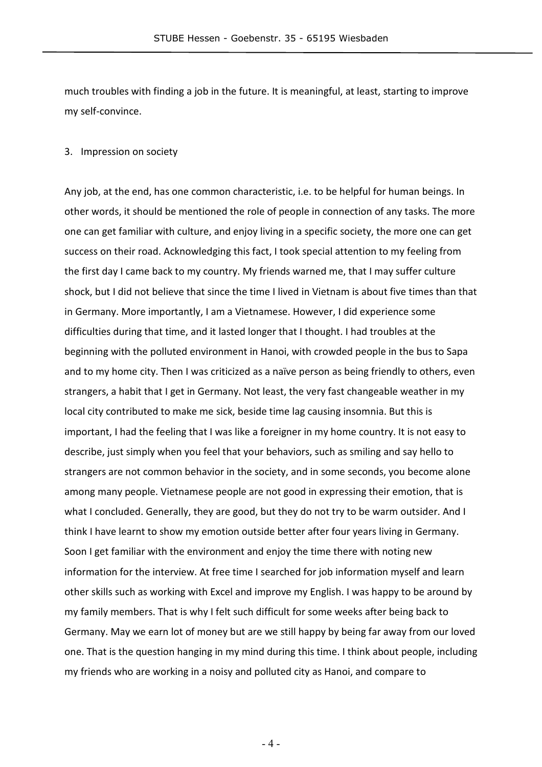much troubles with finding a job in the future. It is meaningful, at least, starting to improve my self-convince.

3. Impression on society

Any job, at the end, has one common characteristic, i.e. to be helpful for human beings. In other words, it should be mentioned the role of people in connection of any tasks. The more one can get familiar with culture, and enjoy living in a specific society, the more one can get success on their road. Acknowledging this fact, I took special attention to my feeling from the first day I came back to my country. My friends warned me, that I may suffer culture shock, but I did not believe that since the time I lived in Vietnam is about five times than that in Germany. More importantly, I am a Vietnamese. However, I did experience some difficulties during that time, and it lasted longer that I thought. I had troubles at the beginning with the polluted environment in Hanoi, with crowded people in the bus to Sapa and to my home city. Then I was criticized as a naïve person as being friendly to others, even strangers, a habit that I get in Germany. Not least, the very fast changeable weather in my local city contributed to make me sick, beside time lag causing insomnia. But this is important, I had the feeling that I was like a foreigner in my home country. It is not easy to describe, just simply when you feel that your behaviors, such as smiling and say hello to strangers are not common behavior in the society, and in some seconds, you become alone among many people. Vietnamese people are not good in expressing their emotion, that is what I concluded. Generally, they are good, but they do not try to be warm outsider. And I think I have learnt to show my emotion outside better after four years living in Germany. Soon I get familiar with the environment and enjoy the time there with noting new information for the interview. At free time I searched for job information myself and learn other skills such as working with Excel and improve my English. I was happy to be around by my family members. That is why I felt such difficult for some weeks after being back to Germany. May we earn lot of money but are we still happy by being far away from our loved one. That is the question hanging in my mind during this time. I think about people, including my friends who are working in a noisy and polluted city as Hanoi, and compare to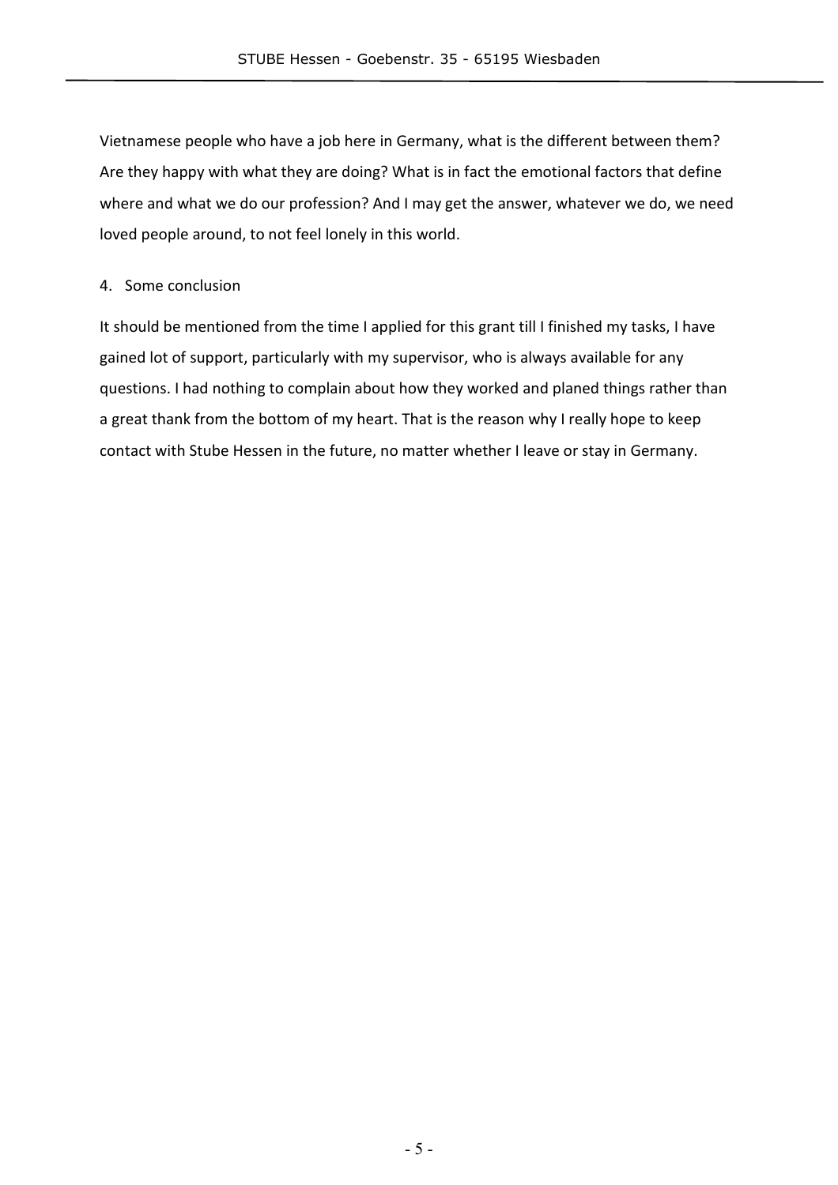Vietnamese people who have a job here in Germany, what is the different between them? Are they happy with what they are doing? What is in fact the emotional factors that define where and what we do our profession? And I may get the answer, whatever we do, we need loved people around, to not feel lonely in this world.

## 4. Some conclusion

It should be mentioned from the time I applied for this grant till I finished my tasks, I have gained lot of support, particularly with my supervisor, who is always available for any questions. I had nothing to complain about how they worked and planed things rather than a great thank from the bottom of my heart. That is the reason why I really hope to keep contact with Stube Hessen in the future, no matter whether I leave or stay in Germany.